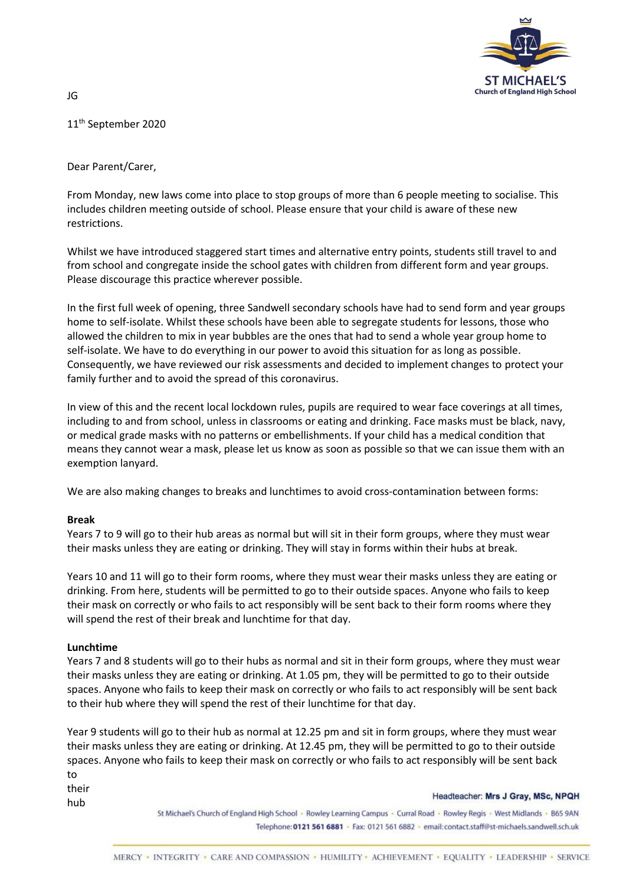ST MICHAEL'S
Church of England High School

JG

11th September 2020

Dear Parent/Carer,

From Monday, new laws come into place to stop groups of more than 6 people meeting to socialise. This includes children meeting outside of school. Please ensure that your child is aware of these new restrictions.

Whilst we have introduced staggered start times and alternative entry points, students still travel to and from school and congregate inside the school gates with children from different form and year groups. Please discourage this practice wherever possible.

In the first full week of opening, three Sandwell secondary schools have had to send form and year groups home to self-isolate. Whilst these schools have been able to segregate students for lessons, those who allowed the children to mix in year bubbles are the ones that had to send a whole year group home to self-isolate. We have to do everything in our power to avoid this situation for as long as possible. Consequently, we have reviewed our risk assessments and decided to implement changes to protect your family further and to avoid the spread of this coronavirus.

In view of this and the recent local lockdown rules, pupils are required to wear face coverings at all times, including to and from school, unless in classrooms or eating and drinking. Face masks must be black, navy, or medical grade masks with no patterns or embellishments. If your child has a medical condition that means they cannot wear a mask, please let us know as soon as possible so that we can issue them with an exemption lanyard.

We are also making changes to breaks and lunchtimes to avoid cross-contamination between forms:

**Break**

Years 7 to 9 will go to their hub areas as normal but will sit in their form groups, where they must wear their masks unless they are eating or drinking. They will stay in forms within their hubs at break.

Years 10 and 11 will go to their form rooms, where they must wear their masks unless they are eating or drinking. From here, students will be permitted to go to their outside spaces. Anyone who fails to keep their mask on correctly or who fails to act responsibly will be sent back to their form rooms where they will spend the rest of their break and lunchtime for that day.

**Lunchtime**

Years 7 and 8 students will go to their hubs as normal and sit in their form groups, where they must wear their masks unless they are eating or drinking. At 1.05 pm, they will be permitted to go to their outside spaces. Anyone who fails to keep their mask on correctly or who fails to act responsibly will be sent back to their hub where they will spend the rest of their lunchtime for that day.

Year 9 students will go to their hub as normal at 12.25 pm and sit in form groups, where they must wear their masks unless they are eating or drinking. At 12.45 pm, they will be permitted to go to their outside spaces. Anyone who fails to keep their mask on correctly or who fails to act responsibly will be sent back to their hub

Headteacher: **Mrs J Gray, MSc, NPQH**

St Michael's Church of England High School • Rowley Learning Campus • Curral Road • Rowley Regis • West Midlands • B65 9AN
Telephone: **0121 561 6881** • Fax: 0121 561 6882 • email: contact.staff@st-michaels.sandwell.sch.uk

MERCY • INTEGRITY • CARE AND COMPASSION • HUMILITY • ACHIEVEMENT • EQUALITY • LEADERSHIP • SERVICE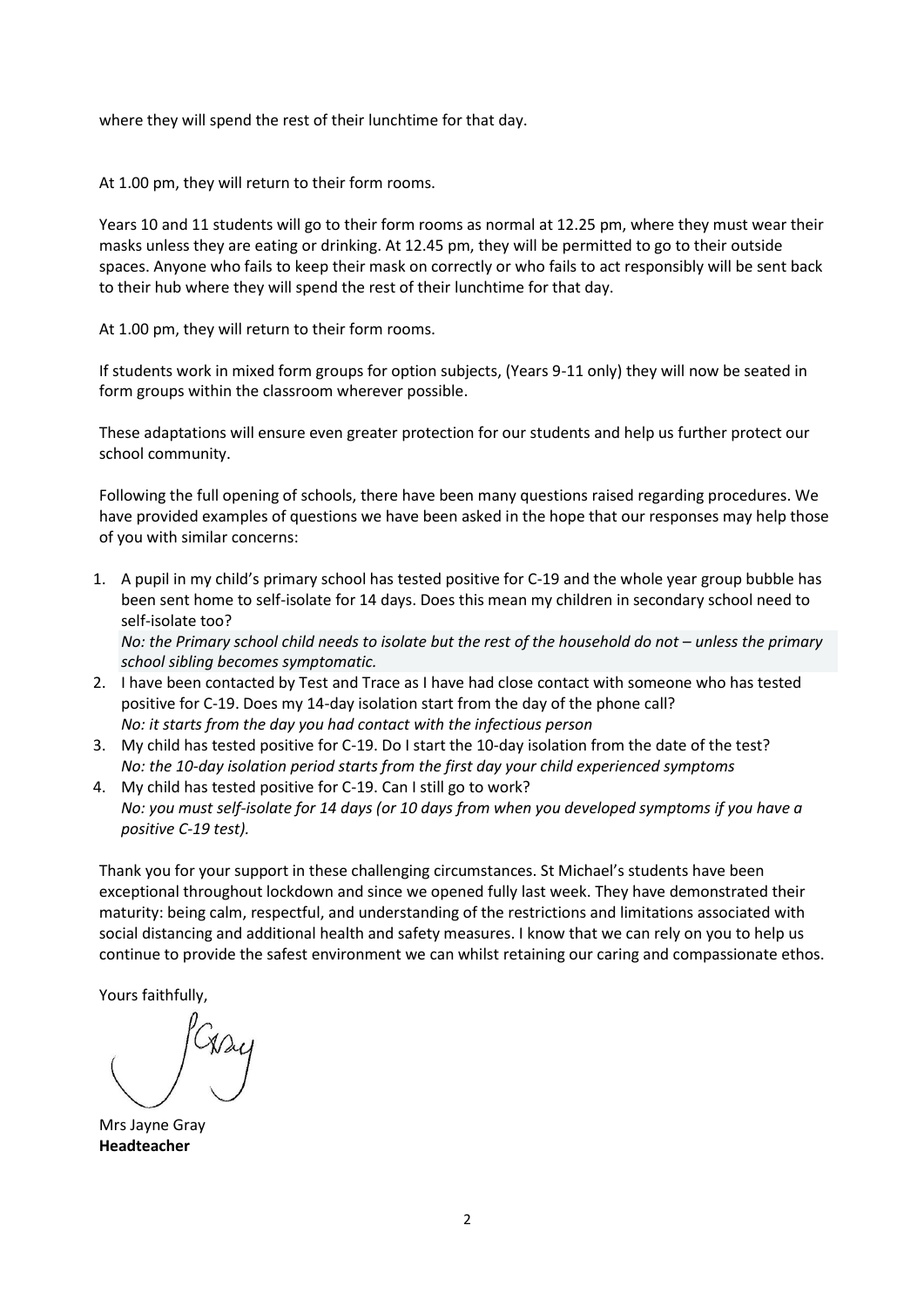where they will spend the rest of their lunchtime for that day.

At 1.00 pm, they will return to their form rooms.

Years 10 and 11 students will go to their form rooms as normal at 12.25 pm, where they must wear their masks unless they are eating or drinking. At 12.45 pm, they will be permitted to go to their outside spaces. Anyone who fails to keep their mask on correctly or who fails to act responsibly will be sent back to their hub where they will spend the rest of their lunchtime for that day.

At 1.00 pm, they will return to their form rooms.

If students work in mixed form groups for option subjects, (Years 9-11 only) they will now be seated in form groups within the classroom wherever possible.

These adaptations will ensure even greater protection for our students and help us further protect our school community.

Following the full opening of schools, there have been many questions raised regarding procedures. We have provided examples of questions we have been asked in the hope that our responses may help those of you with similar concerns:

1. A pupil in my child's primary school has tested positive for C-19 and the whole year group bubble has been sent home to self-isolate for 14 days. Does this mean my children in secondary school need to self-isolate too?
   *No: the Primary school child needs to isolate but the rest of the household do not – unless the primary school sibling becomes symptomatic.*
2. I have been contacted by Test and Trace as I have had close contact with someone who has tested positive for C-19. Does my 14-day isolation start from the day of the phone call?
   *No: it starts from the day you had contact with the infectious person*
3. My child has tested positive for C-19. Do I start the 10-day isolation from the date of the test?
   *No: the 10-day isolation period starts from the first day your child experienced symptoms*
4. My child has tested positive for C-19. Can I still go to work?
   *No: you must self-isolate for 14 days (or 10 days from when you developed symptoms if you have a positive C-19 test).*

Thank you for your support in these challenging circumstances. St Michael's students have been exceptional throughout lockdown and since we opened fully last week. They have demonstrated their maturity: being calm, respectful, and understanding of the restrictions and limitations associated with social distancing and additional health and safety measures. I know that we can rely on you to help us continue to provide the safest environment we can whilst retaining our caring and compassionate ethos.

Yours faithfully,

Mrs Jayne Gray
**Headteacher**